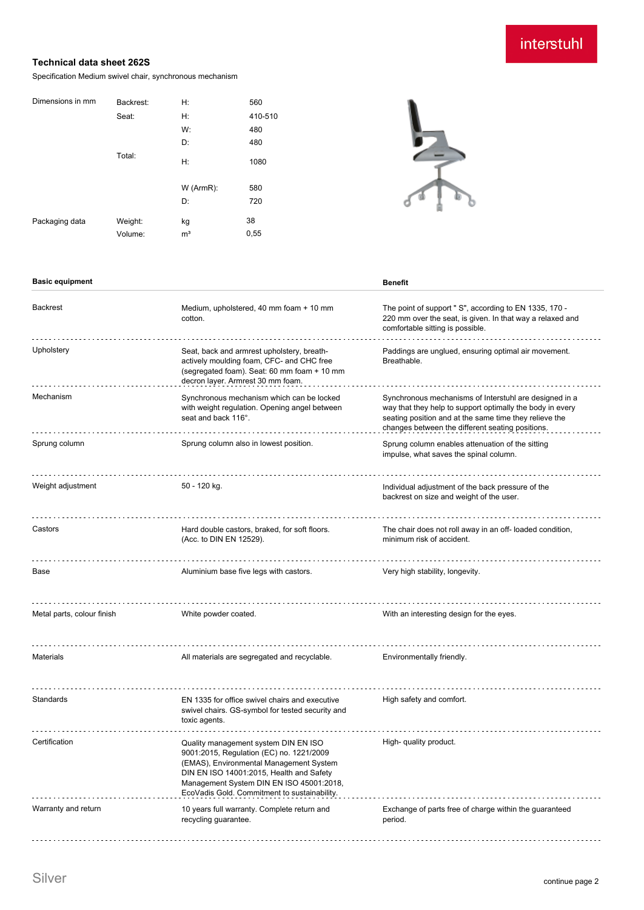interstuhl

## Technical data sheet 262S

Specification Medium swivel chair, synchronous mechanism

| | | | |
|---|---|---|---|
| Dimensions in mm | Backrest: | H: | 560 |
| | Seat: | H: | 410-510 |
| | | W: | 480 |
| | | D: | 480 |
| | Total: | H: | 1080 |
| | | W (ArmR): | 580 |
| | | D: | 720 |
| Packaging data | Weight: | kg | 38 |
| | Volume: | m³ | 0,55 |

| Basic equipment | | Benefit |
|---|---|---|
| Backrest | Medium, upholstered, 40 mm foam + 10 mm cotton. | The point of support " S", according to EN 1335, 170 - 220 mm over the seat, is given. In that way a relaxed and comfortable sitting is possible. |
| Upholstery | Seat, back and armrest upholstery, breath-actively moulding foam, CFC- and CHC free (segregated foam). Seat: 60 mm foam + 10 mm decron layer. Armrest 30 mm foam. | Paddings are unglued, ensuring optimal air movement. Breathable. |
| Mechanism | Synchronous mechanism which can be locked with weight regulation. Opening angel between seat and back 116°. | Synchronous mechanisms of Interstuhl are designed in a way that they help to support optimally the body in every seating position and at the same time they relieve the changes between the different seating positions. |
| Sprung column | Sprung column also in lowest position. | Sprung column enables attenuation of the sitting impulse, what saves the spinal column. |
| Weight adjustment | 50 - 120 kg. | Individual adjustment of the back pressure of the backrest on size and weight of the user. |
| Castors | Hard double castors, braked, for soft floors. (Acc. to DIN EN 12529). | The chair does not roll away in an off- loaded condition, minimum risk of accident. |
| Base | Aluminium base five legs with castors. | Very high stability, longevity. |
| Metal parts, colour finish | White powder coated. | With an interesting design for the eyes. |
| Materials | All materials are segregated and recyclable. | Environmentally friendly. |
| Standards | EN 1335 for office swivel chairs and executive swivel chairs. GS-symbol for tested security and toxic agents. | High safety and comfort. |
| Certification | Quality management system DIN EN ISO 9001:2015, Regulation (EC) no. 1221/2009 (EMAS), Environmental Management System DIN EN ISO 14001:2015, Health and Safety Management System DIN EN ISO 45001:2018, EcoVadis Gold. Commitment to sustainability. | High- quality product. |
| Warranty and return | 10 years full warranty. Complete return and recycling guarantee. | Exchange of parts free of charge within the guaranteed period. |

Silver

continue page 2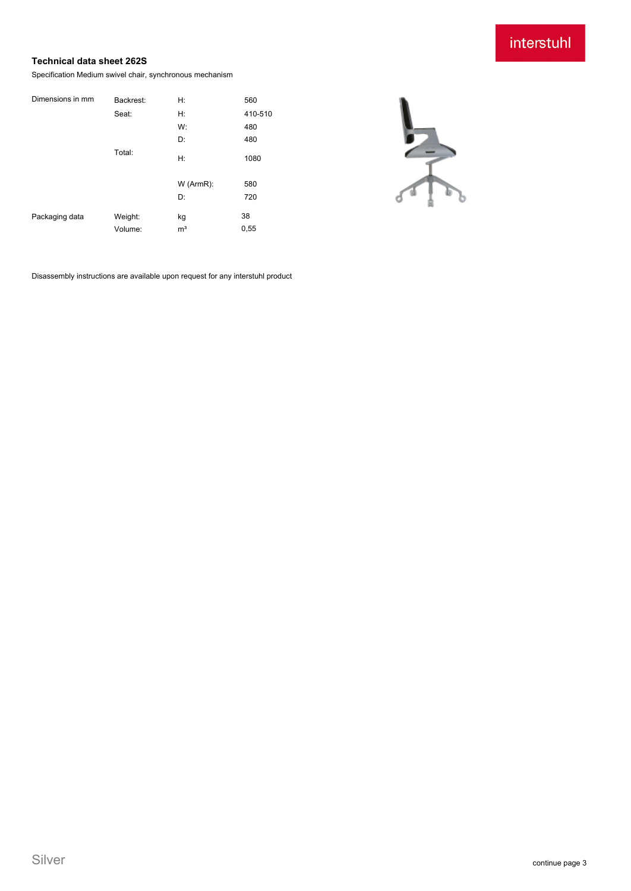## Technical data sheet 262S

Specification Medium swivel chair, synchronous mechanism

| | | | |
|---|---|---|---|
| Dimensions in mm | Backrest: | H: | 560 |
| | Seat: | H: | 410-510 |
| | | W: | 480 |
| | | D: | 480 |
| | Total: | H: | 1080 |
| | | W (ArmR): | 580 |
| | | D: | 720 |
| Packaging data | Weight: | kg | 38 |
| | Volume: | m³ | 0,55 |

Disassembly instructions are available upon request for any interstuhl product

Silver

continue page 3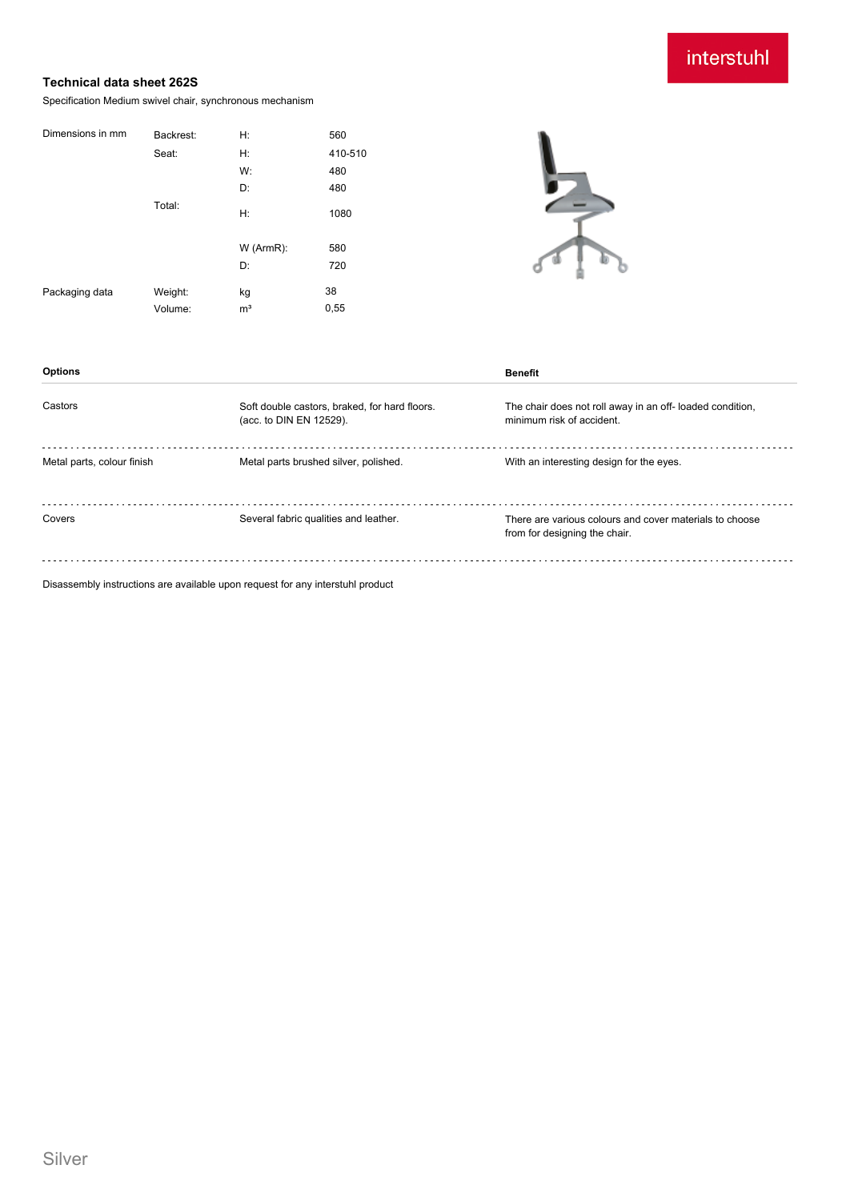interstuhl

## Technical data sheet 262S

Specification Medium swivel chair, synchronous mechanism

| | | | |
|---|---|---|---|
| Dimensions in mm | Backrest: | H: | 560 |
| | Seat: | H: | 410-510 |
| | | W: | 480 |
| | | D: | 480 |
| | Total: | H: | 1080 |
| | | W (ArmR): | 580 |
| | | D: | 720 |
| Packaging data | Weight: | kg | 38 |
| | Volume: | m³ | 0,55 |

| Options | | Benefit |
|---|---|---|
| Castors | Soft double castors, braked, for hard floors. (acc. to DIN EN 12529). | The chair does not roll away in an off- loaded condition, minimum risk of accident. |
| Metal parts, colour finish | Metal parts brushed silver, polished. | With an interesting design for the eyes. |
| Covers | Several fabric qualities and leather. | There are various colours and cover materials to choose from for designing the chair. |

Disassembly instructions are available upon request for any interstuhl product

Silver